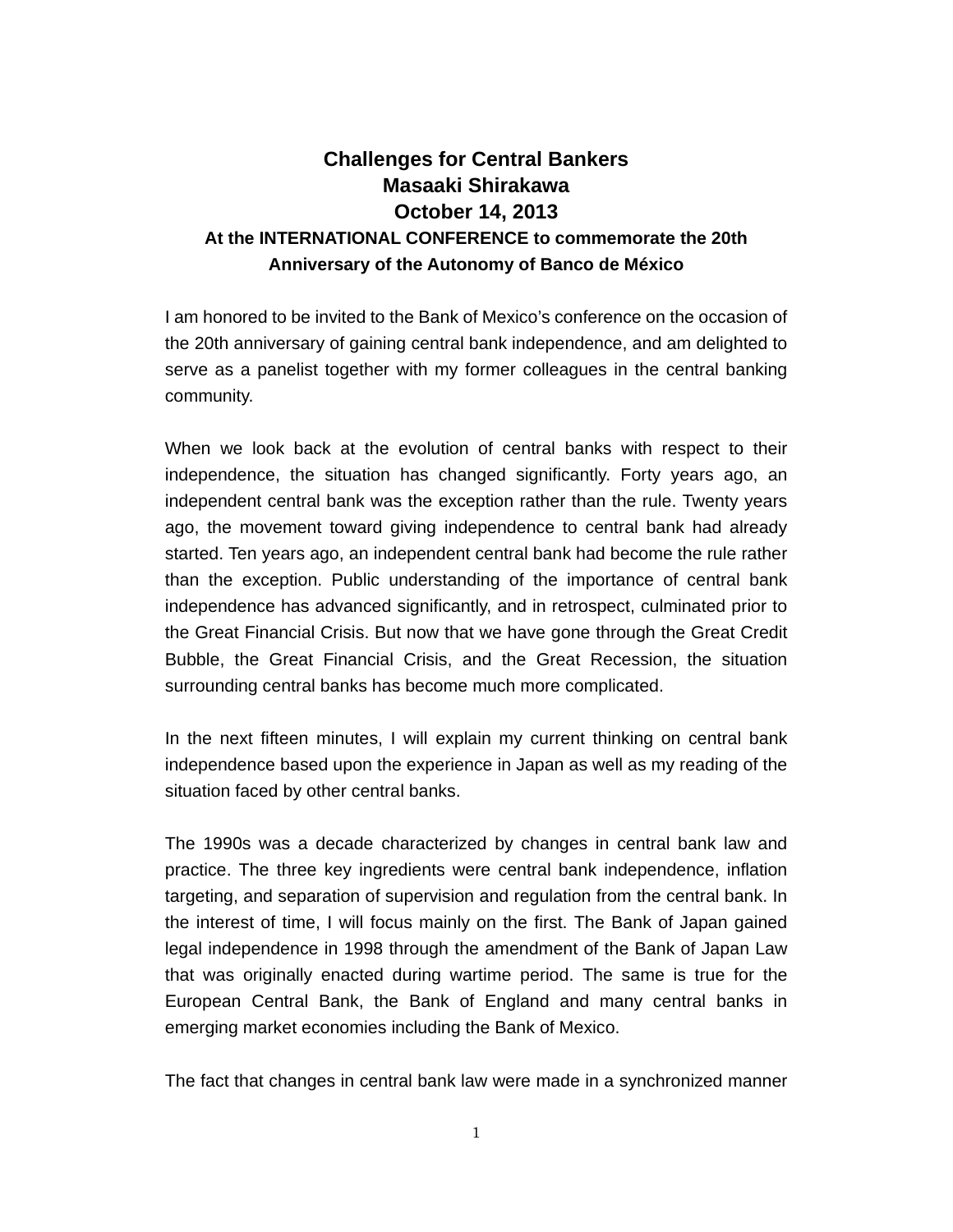# Challenges for Central Bankers

**Masaaki Shirakawa**

**October 14, 2013**

**At the INTERNATIONAL CONFERENCE to commemorate the 20th Anniversary of the Autonomy of Banco de México**

I am honored to be invited to the Bank of Mexico's conference on the occasion of the 20th anniversary of gaining central bank independence, and am delighted to serve as a panelist together with my former colleagues in the central banking community.

When we look back at the evolution of central banks with respect to their independence, the situation has changed significantly. Forty years ago, an independent central bank was the exception rather than the rule. Twenty years ago, the movement toward giving independence to central bank had already started. Ten years ago, an independent central bank had become the rule rather than the exception. Public understanding of the importance of central bank independence has advanced significantly, and in retrospect, culminated prior to the Great Financial Crisis. But now that we have gone through the Great Credit Bubble, the Great Financial Crisis, and the Great Recession, the situation surrounding central banks has become much more complicated.

In the next fifteen minutes, I will explain my current thinking on central bank independence based upon the experience in Japan as well as my reading of the situation faced by other central banks.

The 1990s was a decade characterized by changes in central bank law and practice. The three key ingredients were central bank independence, inflation targeting, and separation of supervision and regulation from the central bank. In the interest of time, I will focus mainly on the first. The Bank of Japan gained legal independence in 1998 through the amendment of the Bank of Japan Law that was originally enacted during wartime period. The same is true for the European Central Bank, the Bank of England and many central banks in emerging market economies including the Bank of Mexico.

The fact that changes in central bank law were made in a synchronized manner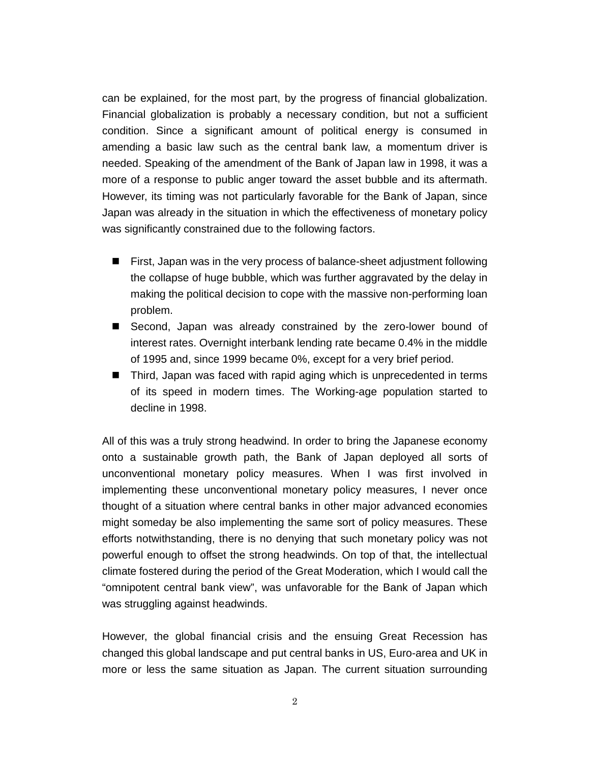can be explained, for the most part, by the progress of financial globalization. Financial globalization is probably a necessary condition, but not a sufficient condition. Since a significant amount of political energy is consumed in amending a basic law such as the central bank law, a momentum driver is needed. Speaking of the amendment of the Bank of Japan law in 1998, it was a more of a response to public anger toward the asset bubble and its aftermath. However, its timing was not particularly favorable for the Bank of Japan, since Japan was already in the situation in which the effectiveness of monetary policy was significantly constrained due to the following factors.

- First, Japan was in the very process of balance-sheet adjustment following the collapse of huge bubble, which was further aggravated by the delay in making the political decision to cope with the massive non-performing loan problem.
- Second, Japan was already constrained by the zero-lower bound of interest rates. Overnight interbank lending rate became 0.4% in the middle of 1995 and, since 1999 became 0%, except for a very brief period.
- Third, Japan was faced with rapid aging which is unprecedented in terms of its speed in modern times. The Working-age population started to decline in 1998.

All of this was a truly strong headwind. In order to bring the Japanese economy onto a sustainable growth path, the Bank of Japan deployed all sorts of unconventional monetary policy measures. When I was first involved in implementing these unconventional monetary policy measures, I never once thought of a situation where central banks in other major advanced economies might someday be also implementing the same sort of policy measures. These efforts notwithstanding, there is no denying that such monetary policy was not powerful enough to offset the strong headwinds. On top of that, the intellectual climate fostered during the period of the Great Moderation, which I would call the "omnipotent central bank view", was unfavorable for the Bank of Japan which was struggling against headwinds.

However, the global financial crisis and the ensuing Great Recession has changed this global landscape and put central banks in US, Euro-area and UK in more or less the same situation as Japan. The current situation surrounding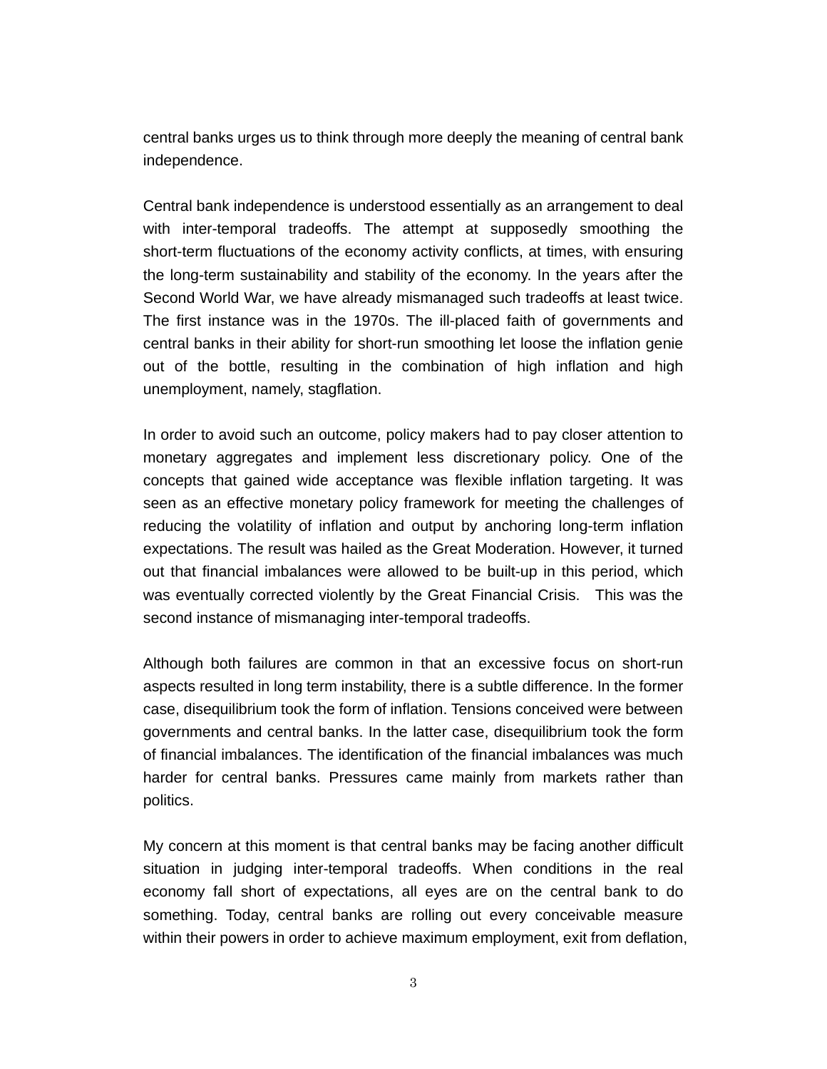central banks urges us to think through more deeply the meaning of central bank independence.

Central bank independence is understood essentially as an arrangement to deal with inter-temporal tradeoffs. The attempt at supposedly smoothing the short-term fluctuations of the economy activity conflicts, at times, with ensuring the long-term sustainability and stability of the economy. In the years after the Second World War, we have already mismanaged such tradeoffs at least twice. The first instance was in the 1970s. The ill-placed faith of governments and central banks in their ability for short-run smoothing let loose the inflation genie out of the bottle, resulting in the combination of high inflation and high unemployment, namely, stagflation.

In order to avoid such an outcome, policy makers had to pay closer attention to monetary aggregates and implement less discretionary policy. One of the concepts that gained wide acceptance was flexible inflation targeting. It was seen as an effective monetary policy framework for meeting the challenges of reducing the volatility of inflation and output by anchoring long-term inflation expectations. The result was hailed as the Great Moderation. However, it turned out that financial imbalances were allowed to be built-up in this period, which was eventually corrected violently by the Great Financial Crisis. This was the second instance of mismanaging inter-temporal tradeoffs.

Although both failures are common in that an excessive focus on short-run aspects resulted in long term instability, there is a subtle difference. In the former case, disequilibrium took the form of inflation. Tensions conceived were between governments and central banks. In the latter case, disequilibrium took the form of financial imbalances. The identification of the financial imbalances was much harder for central banks. Pressures came mainly from markets rather than politics.

My concern at this moment is that central banks may be facing another difficult situation in judging inter-temporal tradeoffs. When conditions in the real economy fall short of expectations, all eyes are on the central bank to do something. Today, central banks are rolling out every conceivable measure within their powers in order to achieve maximum employment, exit from deflation,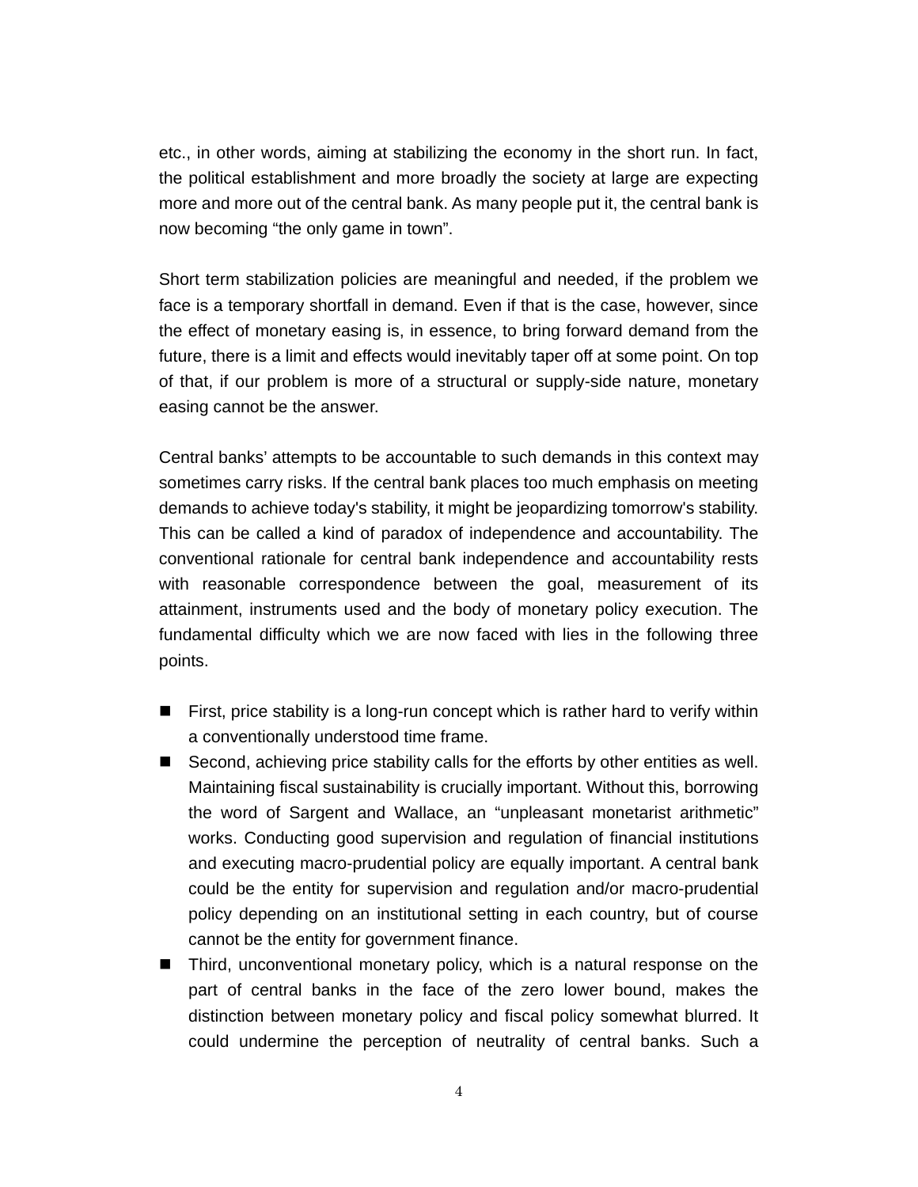etc., in other words, aiming at stabilizing the economy in the short run. In fact, the political establishment and more broadly the society at large are expecting more and more out of the central bank. As many people put it, the central bank is now becoming "the only game in town".

Short term stabilization policies are meaningful and needed, if the problem we face is a temporary shortfall in demand. Even if that is the case, however, since the effect of monetary easing is, in essence, to bring forward demand from the future, there is a limit and effects would inevitably taper off at some point. On top of that, if our problem is more of a structural or supply-side nature, monetary easing cannot be the answer.

Central banks' attempts to be accountable to such demands in this context may sometimes carry risks. If the central bank places too much emphasis on meeting demands to achieve today's stability, it might be jeopardizing tomorrow's stability. This can be called a kind of paradox of independence and accountability. The conventional rationale for central bank independence and accountability rests with reasonable correspondence between the goal, measurement of its attainment, instruments used and the body of monetary policy execution. The fundamental difficulty which we are now faced with lies in the following three points.

- First, price stability is a long-run concept which is rather hard to verify within a conventionally understood time frame.
- Second, achieving price stability calls for the efforts by other entities as well. Maintaining fiscal sustainability is crucially important. Without this, borrowing the word of Sargent and Wallace, an "unpleasant monetarist arithmetic" works. Conducting good supervision and regulation of financial institutions and executing macro-prudential policy are equally important. A central bank could be the entity for supervision and regulation and/or macro-prudential policy depending on an institutional setting in each country, but of course cannot be the entity for government finance.
- Third, unconventional monetary policy, which is a natural response on the part of central banks in the face of the zero lower bound, makes the distinction between monetary policy and fiscal policy somewhat blurred. It could undermine the perception of neutrality of central banks. Such a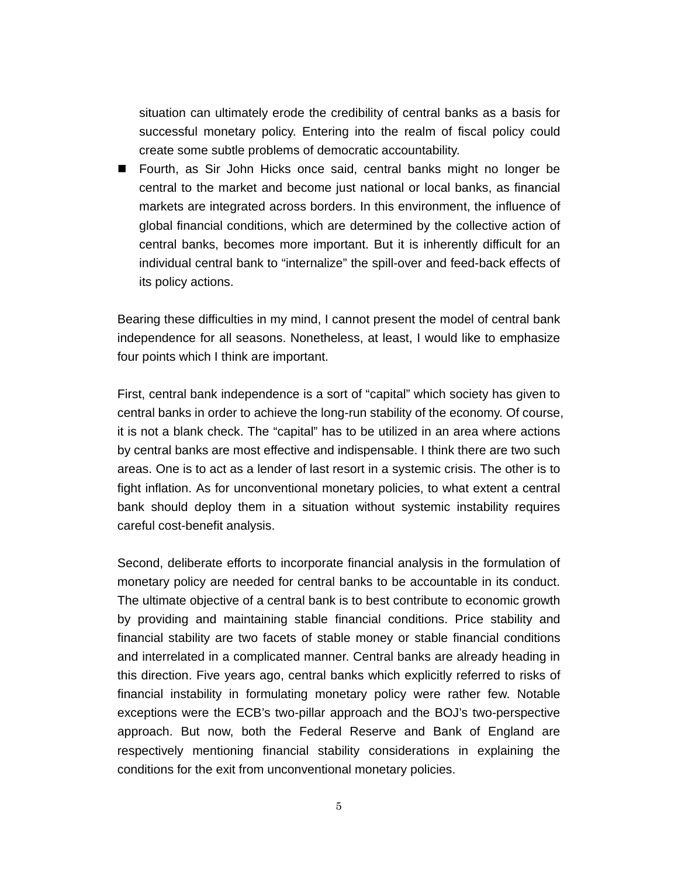situation can ultimately erode the credibility of central banks as a basis for successful monetary policy. Entering into the realm of fiscal policy could create some subtle problems of democratic accountability.

- Fourth, as Sir John Hicks once said, central banks might no longer be central to the market and become just national or local banks, as financial markets are integrated across borders. In this environment, the influence of global financial conditions, which are determined by the collective action of central banks, becomes more important. But it is inherently difficult for an individual central bank to "internalize" the spill-over and feed-back effects of its policy actions.

Bearing these difficulties in my mind, I cannot present the model of central bank independence for all seasons. Nonetheless, at least, I would like to emphasize four points which I think are important.

First, central bank independence is a sort of "capital" which society has given to central banks in order to achieve the long-run stability of the economy. Of course, it is not a blank check. The "capital" has to be utilized in an area where actions by central banks are most effective and indispensable. I think there are two such areas. One is to act as a lender of last resort in a systemic crisis. The other is to fight inflation. As for unconventional monetary policies, to what extent a central bank should deploy them in a situation without systemic instability requires careful cost-benefit analysis.

Second, deliberate efforts to incorporate financial analysis in the formulation of monetary policy are needed for central banks to be accountable in its conduct. The ultimate objective of a central bank is to best contribute to economic growth by providing and maintaining stable financial conditions. Price stability and financial stability are two facets of stable money or stable financial conditions and interrelated in a complicated manner. Central banks are already heading in this direction. Five years ago, central banks which explicitly referred to risks of financial instability in formulating monetary policy were rather few. Notable exceptions were the ECB's two-pillar approach and the BOJ's two-perspective approach. But now, both the Federal Reserve and Bank of England are respectively mentioning financial stability considerations in explaining the conditions for the exit from unconventional monetary policies.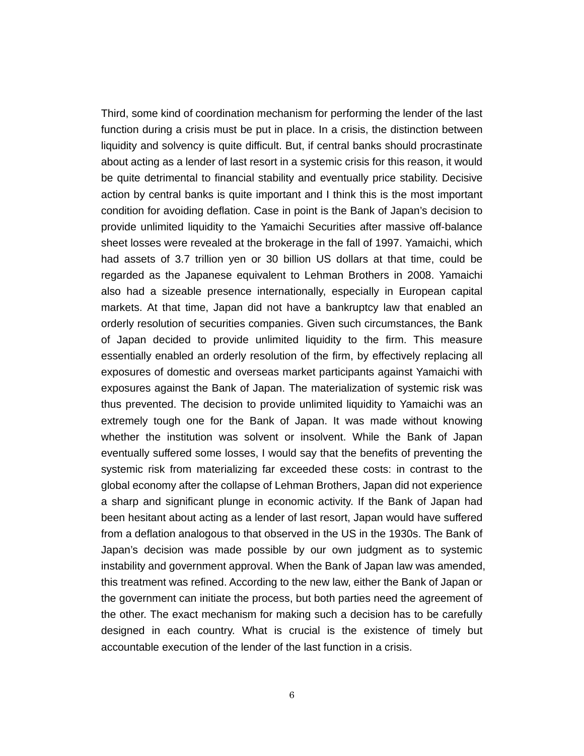Third, some kind of coordination mechanism for performing the lender of the last function during a crisis must be put in place. In a crisis, the distinction between liquidity and solvency is quite difficult. But, if central banks should procrastinate about acting as a lender of last resort in a systemic crisis for this reason, it would be quite detrimental to financial stability and eventually price stability. Decisive action by central banks is quite important and I think this is the most important condition for avoiding deflation. Case in point is the Bank of Japan's decision to provide unlimited liquidity to the Yamaichi Securities after massive off-balance sheet losses were revealed at the brokerage in the fall of 1997. Yamaichi, which had assets of 3.7 trillion yen or 30 billion US dollars at that time, could be regarded as the Japanese equivalent to Lehman Brothers in 2008. Yamaichi also had a sizeable presence internationally, especially in European capital markets. At that time, Japan did not have a bankruptcy law that enabled an orderly resolution of securities companies. Given such circumstances, the Bank of Japan decided to provide unlimited liquidity to the firm. This measure essentially enabled an orderly resolution of the firm, by effectively replacing all exposures of domestic and overseas market participants against Yamaichi with exposures against the Bank of Japan. The materialization of systemic risk was thus prevented. The decision to provide unlimited liquidity to Yamaichi was an extremely tough one for the Bank of Japan. It was made without knowing whether the institution was solvent or insolvent. While the Bank of Japan eventually suffered some losses, I would say that the benefits of preventing the systemic risk from materializing far exceeded these costs: in contrast to the global economy after the collapse of Lehman Brothers, Japan did not experience a sharp and significant plunge in economic activity. If the Bank of Japan had been hesitant about acting as a lender of last resort, Japan would have suffered from a deflation analogous to that observed in the US in the 1930s. The Bank of Japan's decision was made possible by our own judgment as to systemic instability and government approval. When the Bank of Japan law was amended, this treatment was refined. According to the new law, either the Bank of Japan or the government can initiate the process, but both parties need the agreement of the other. The exact mechanism for making such a decision has to be carefully designed in each country. What is crucial is the existence of timely but accountable execution of the lender of the last function in a crisis.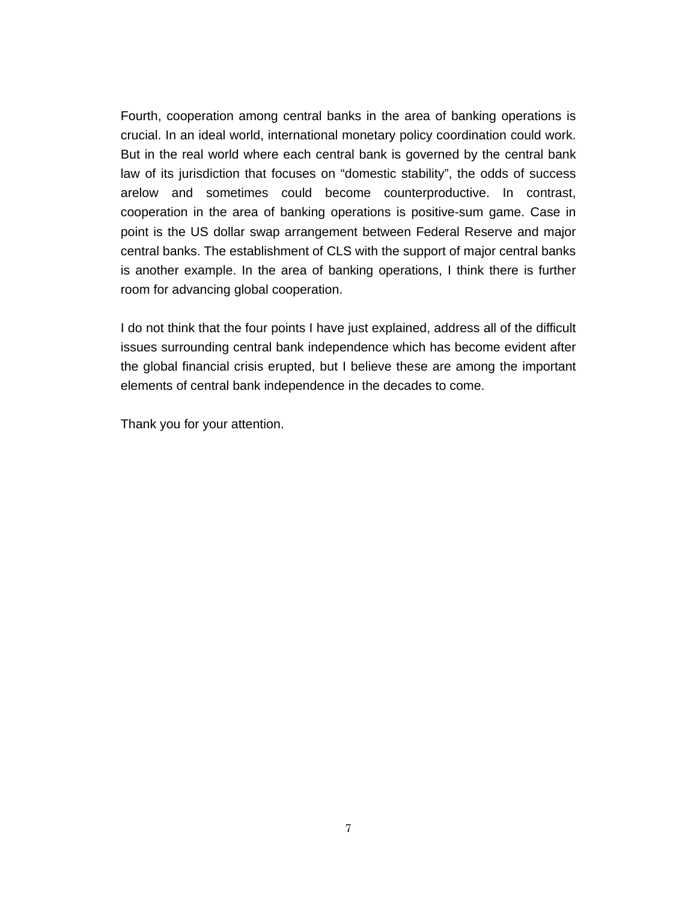Fourth, cooperation among central banks in the area of banking operations is crucial. In an ideal world, international monetary policy coordination could work. But in the real world where each central bank is governed by the central bank law of its jurisdiction that focuses on “domestic stability”, the odds of success arelow and sometimes could become counterproductive. In contrast, cooperation in the area of banking operations is positive-sum game. Case in point is the US dollar swap arrangement between Federal Reserve and major central banks. The establishment of CLS with the support of major central banks is another example. In the area of banking operations, I think there is further room for advancing global cooperation.

I do not think that the four points I have just explained, address all of the difficult issues surrounding central bank independence which has become evident after the global financial crisis erupted, but I believe these are among the important elements of central bank independence in the decades to come.

Thank you for your attention.